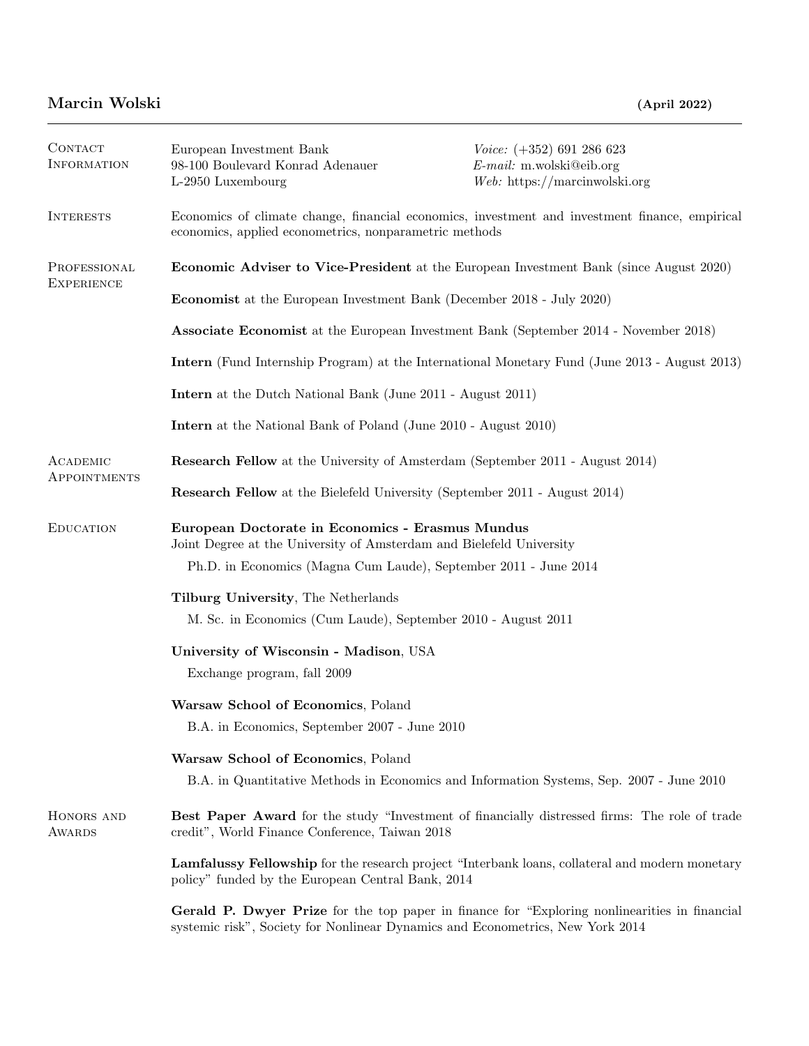# Marcin Wolski

**(April 2022)**

## Contact Information

European Investment Bank
98-100 Boulevard Konrad Adenauer
L-2950 Luxembourg

*Voice:* (+352) 691 286 623
*E-mail:* m.wolski@eib.org
*Web:* https://marcinwolski.org

## Interests

Economics of climate change, financial economics, investment and investment finance, empirical economics, applied econometrics, nonparametric methods

## Professional Experience

**Economic Adviser to Vice-President** at the European Investment Bank (since August 2020)

**Economist** at the European Investment Bank (December 2018 - July 2020)

**Associate Economist** at the European Investment Bank (September 2014 - November 2018)

**Intern** (Fund Internship Program) at the International Monetary Fund (June 2013 - August 2013)

**Intern** at the Dutch National Bank (June 2011 - August 2011)

**Intern** at the National Bank of Poland (June 2010 - August 2010)

## Academic Appointments

**Research Fellow** at the University of Amsterdam (September 2011 - August 2014)

**Research Fellow** at the Bielefeld University (September 2011 - August 2014)

## Education

**European Doctorate in Economics - Erasmus Mundus**
Joint Degree at the University of Amsterdam and Bielefeld University

Ph.D. in Economics (Magna Cum Laude), September 2011 - June 2014

**Tilburg University**, The Netherlands

M. Sc. in Economics (Cum Laude), September 2010 - August 2011

**University of Wisconsin - Madison**, USA

Exchange program, fall 2009

**Warsaw School of Economics**, Poland

B.A. in Economics, September 2007 - June 2010

**Warsaw School of Economics**, Poland

B.A. in Quantitative Methods in Economics and Information Systems, Sep. 2007 - June 2010

## Honors and Awards

**Best Paper Award** for the study "Investment of financially distressed firms: The role of trade credit", World Finance Conference, Taiwan 2018

**Lamfalussy Fellowship** for the research project "Interbank loans, collateral and modern monetary policy" funded by the European Central Bank, 2014

**Gerald P. Dwyer Prize** for the top paper in finance for "Exploring nonlinearities in financial systemic risk", Society for Nonlinear Dynamics and Econometrics, New York 2014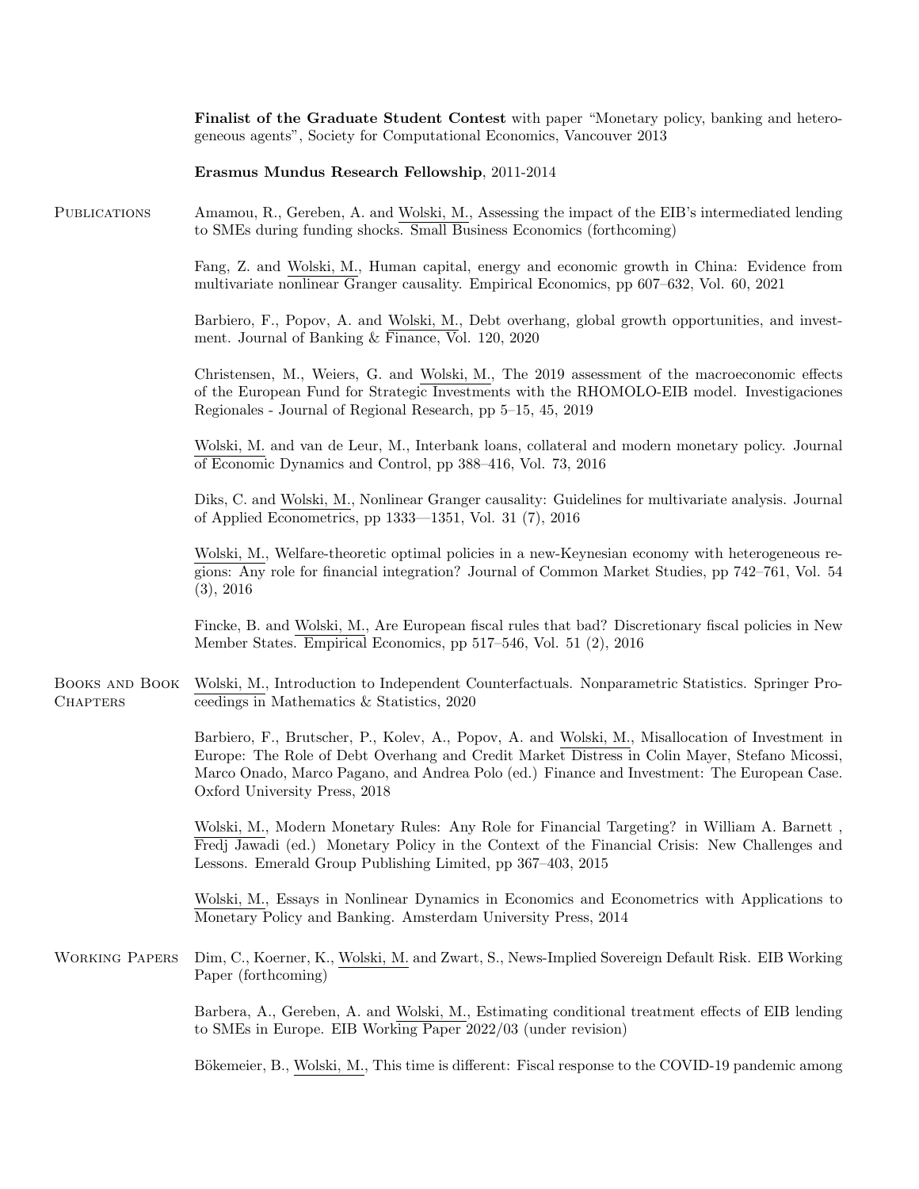**Finalist of the Graduate Student Contest** with paper "Monetary policy, banking and heterogeneous agents", Society for Computational Economics, Vancouver 2013

**Erasmus Mundus Research Fellowship**, 2011-2014

## Publications

Amamou, R., Gereben, A. and Wolski, M., Assessing the impact of the EIB's intermediated lending to SMEs during funding shocks. Small Business Economics (forthcoming)

Fang, Z. and Wolski, M., Human capital, energy and economic growth in China: Evidence from multivariate nonlinear Granger causality. Empirical Economics, pp 607–632, Vol. 60, 2021

Barbiero, F., Popov, A. and Wolski, M., Debt overhang, global growth opportunities, and investment. Journal of Banking & Finance, Vol. 120, 2020

Christensen, M., Weiers, G. and Wolski, M., The 2019 assessment of the macroeconomic effects of the European Fund for Strategic Investments with the RHOMOLO-EIB model. Investigaciones Regionales - Journal of Regional Research, pp 5–15, 45, 2019

Wolski, M. and van de Leur, M., Interbank loans, collateral and modern monetary policy. Journal of Economic Dynamics and Control, pp 388–416, Vol. 73, 2016

Diks, C. and Wolski, M., Nonlinear Granger causality: Guidelines for multivariate analysis. Journal of Applied Econometrics, pp 1333—1351, Vol. 31 (7), 2016

Wolski, M., Welfare-theoretic optimal policies in a new-Keynesian economy with heterogeneous regions: Any role for financial integration? Journal of Common Market Studies, pp 742–761, Vol. 54 (3), 2016

Fincke, B. and Wolski, M., Are European fiscal rules that bad? Discretionary fiscal policies in New Member States. Empirical Economics, pp 517–546, Vol. 51 (2), 2016

## Books and Book Chapters

Wolski, M., Introduction to Independent Counterfactuals. Nonparametric Statistics. Springer Proceedings in Mathematics & Statistics, 2020

Barbiero, F., Brutscher, P., Kolev, A., Popov, A. and Wolski, M., Misallocation of Investment in Europe: The Role of Debt Overhang and Credit Market Distress in Colin Mayer, Stefano Micossi, Marco Onado, Marco Pagano, and Andrea Polo (ed.) Finance and Investment: The European Case. Oxford University Press, 2018

Wolski, M., Modern Monetary Rules: Any Role for Financial Targeting? in William A. Barnett , Fredj Jawadi (ed.) Monetary Policy in the Context of the Financial Crisis: New Challenges and Lessons. Emerald Group Publishing Limited, pp 367–403, 2015

Wolski, M., Essays in Nonlinear Dynamics in Economics and Econometrics with Applications to Monetary Policy and Banking. Amsterdam University Press, 2014

## Working Papers

Dim, C., Koerner, K., Wolski, M. and Zwart, S., News-Implied Sovereign Default Risk. EIB Working Paper (forthcoming)

Barbera, A., Gereben, A. and Wolski, M., Estimating conditional treatment effects of EIB lending to SMEs in Europe. EIB Working Paper 2022/03 (under revision)

Bökemeier, B., Wolski, M., This time is different: Fiscal response to the COVID-19 pandemic among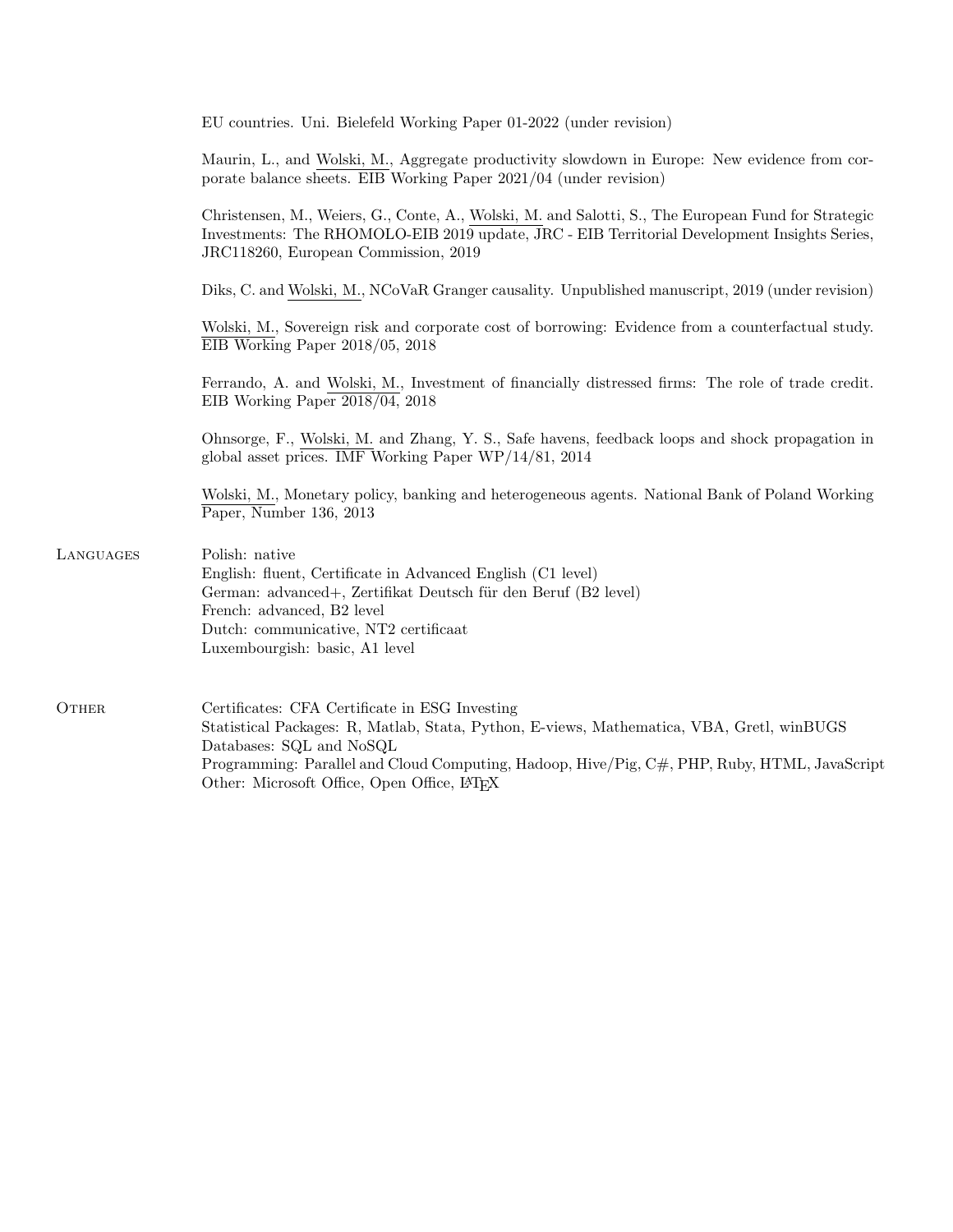EU countries. Uni. Bielefeld Working Paper 01-2022 (under revision)

Maurin, L., and Wolski, M., Aggregate productivity slowdown in Europe: New evidence from corporate balance sheets. EIB Working Paper 2021/04 (under revision)

Christensen, M., Weiers, G., Conte, A., Wolski, M. and Salotti, S., The European Fund for Strategic Investments: The RHOMOLO-EIB 2019 update, JRC - EIB Territorial Development Insights Series, JRC118260, European Commission, 2019

Diks, C. and Wolski, M., NCoVaR Granger causality. Unpublished manuscript, 2019 (under revision)

Wolski, M., Sovereign risk and corporate cost of borrowing: Evidence from a counterfactual study. EIB Working Paper 2018/05, 2018

Ferrando, A. and Wolski, M., Investment of financially distressed firms: The role of trade credit. EIB Working Paper 2018/04, 2018

Ohnsorge, F., Wolski, M. and Zhang, Y. S., Safe havens, feedback loops and shock propagation in global asset prices. IMF Working Paper WP/14/81, 2014

Wolski, M., Monetary policy, banking and heterogeneous agents. National Bank of Poland Working Paper, Number 136, 2013

## Languages

Polish: native
English: fluent, Certificate in Advanced English (C1 level)
German: advanced+, Zertifikat Deutsch für den Beruf (B2 level)
French: advanced, B2 level
Dutch: communicative, NT2 certificaat
Luxembourgish: basic, A1 level

## Other

Certificates: CFA Certificate in ESG Investing
Statistical Packages: R, Matlab, Stata, Python, E-views, Mathematica, VBA, Gretl, winBUGS
Databases: SQL and NoSQL
Programming: Parallel and Cloud Computing, Hadoop, Hive/Pig, C#, PHP, Ruby, HTML, JavaScript
Other: Microsoft Office, Open Office, LaTeX